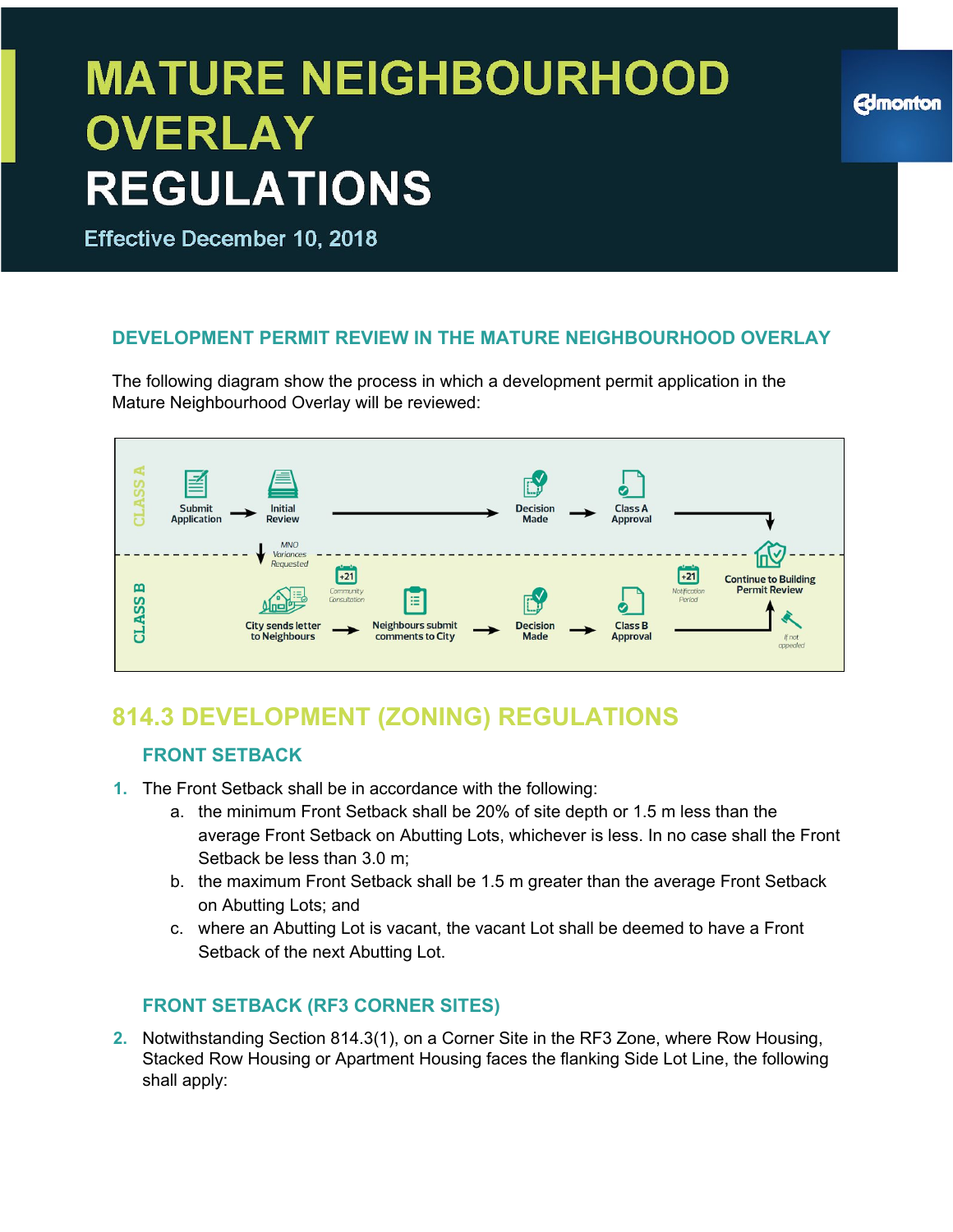# MATURE NEIGHBOURHOOD OVERLAY REGULATIONS

Effective December 10, 2018

## DEVELOPMENT PERMIT REVIEW IN THE MATURE NEIGHBOURHOOD OVERLAY

The following diagram show the process in which a development permit application in the Mature Neighbourhood Overlay will be reviewed:

CLASS A: Submit Application → Initial Review → Decision Made → Class A Approval → Continue to Building Permit Review

MNO Variances Requested

CLASS B: City sends letter to Neighbours → (+21 Community Consultation) Neighbours submit comments to City → Decision Made → Class B Approval → (+21 Notification Period) → Continue to Building Permit Review (if not appealed)

## 814.3 DEVELOPMENT (ZONING) REGULATIONS

### FRONT SETBACK

1. The Front Setback shall be in accordance with the following:
   a. the minimum Front Setback shall be 20% of site depth or 1.5 m less than the average Front Setback on Abutting Lots, whichever is less. In no case shall the Front Setback be less than 3.0 m;
   b. the maximum Front Setback shall be 1.5 m greater than the average Front Setback on Abutting Lots; and
   c. where an Abutting Lot is vacant, the vacant Lot shall be deemed to have a Front Setback of the next Abutting Lot.

### FRONT SETBACK (RF3 CORNER SITES)

2. Notwithstanding Section 814.3(1), on a Corner Site in the RF3 Zone, where Row Housing, Stacked Row Housing or Apartment Housing faces the flanking Side Lot Line, the following shall apply: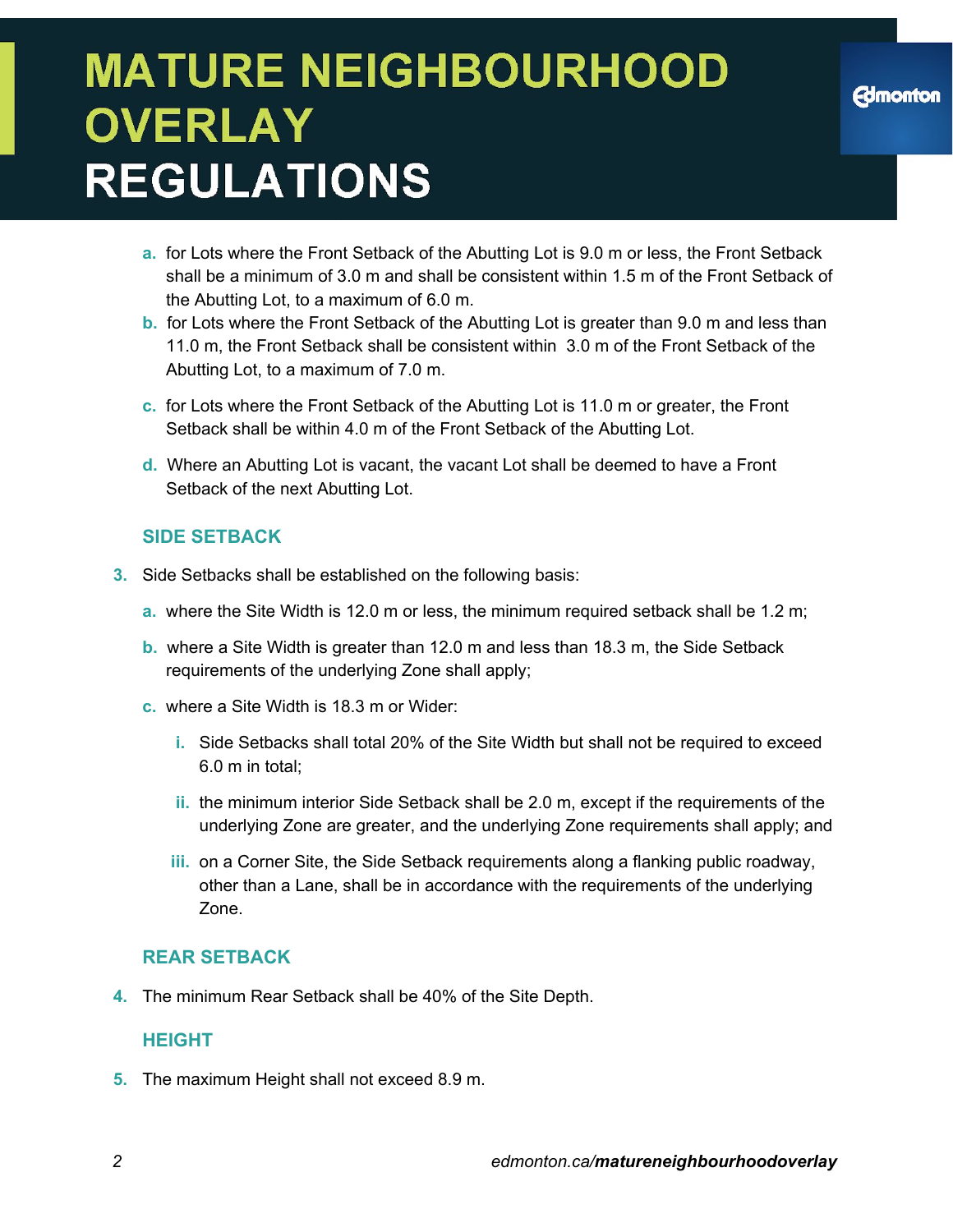a. for Lots where the Front Setback of the Abutting Lot is 9.0 m or less, the Front Setback shall be a minimum of 3.0 m and shall be consistent within 1.5 m of the Front Setback of the Abutting Lot, to a maximum of 6.0 m.

b. for Lots where the Front Setback of the Abutting Lot is greater than 9.0 m and less than 11.0 m, the Front Setback shall be consistent within 3.0 m of the Front Setback of the Abutting Lot, to a maximum of 7.0 m.

c. for Lots where the Front Setback of the Abutting Lot is 11.0 m or greater, the Front Setback shall be within 4.0 m of the Front Setback of the Abutting Lot.

d. Where an Abutting Lot is vacant, the vacant Lot shall be deemed to have a Front Setback of the next Abutting Lot.

### SIDE SETBACK

3. Side Setbacks shall be established on the following basis:

   a. where the Site Width is 12.0 m or less, the minimum required setback shall be 1.2 m;

   b. where a Site Width is greater than 12.0 m and less than 18.3 m, the Side Setback requirements of the underlying Zone shall apply;

   c. where a Site Width is 18.3 m or Wider:

      i. Side Setbacks shall total 20% of the Site Width but shall not be required to exceed 6.0 m in total;

      ii. the minimum interior Side Setback shall be 2.0 m, except if the requirements of the underlying Zone are greater, and the underlying Zone requirements shall apply; and

      iii. on a Corner Site, the Side Setback requirements along a flanking public roadway, other than a Lane, shall be in accordance with the requirements of the underlying Zone.

### REAR SETBACK

4. The minimum Rear Setback shall be 40% of the Site Depth.

### HEIGHT

5. The maximum Height shall not exceed 8.9 m.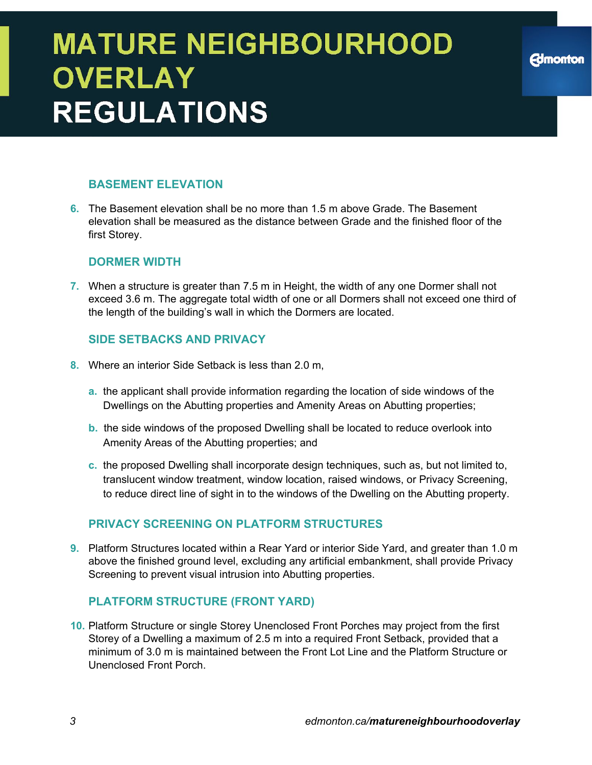# MATURE NEIGHBOURHOOD OVERLAY REGULATIONS

### BASEMENT ELEVATION

6. The Basement elevation shall be no more than 1.5 m above Grade. The Basement elevation shall be measured as the distance between Grade and the finished floor of the first Storey.

### DORMER WIDTH

7. When a structure is greater than 7.5 m in Height, the width of any one Dormer shall not exceed 3.6 m. The aggregate total width of one or all Dormers shall not exceed one third of the length of the building's wall in which the Dormers are located.

### SIDE SETBACKS AND PRIVACY

8. Where an interior Side Setback is less than 2.0 m,

   a. the applicant shall provide information regarding the location of side windows of the Dwellings on the Abutting properties and Amenity Areas on Abutting properties;

   b. the side windows of the proposed Dwelling shall be located to reduce overlook into Amenity Areas of the Abutting properties; and

   c. the proposed Dwelling shall incorporate design techniques, such as, but not limited to, translucent window treatment, window location, raised windows, or Privacy Screening, to reduce direct line of sight in to the windows of the Dwelling on the Abutting property.

### PRIVACY SCREENING ON PLATFORM STRUCTURES

9. Platform Structures located within a Rear Yard or interior Side Yard, and greater than 1.0 m above the finished ground level, excluding any artificial embankment, shall provide Privacy Screening to prevent visual intrusion into Abutting properties.

### PLATFORM STRUCTURE (FRONT YARD)

10. Platform Structure or single Storey Unenclosed Front Porches may project from the first Storey of a Dwelling a maximum of 2.5 m into a required Front Setback, provided that a minimum of 3.0 m is maintained between the Front Lot Line and the Platform Structure or Unenclosed Front Porch.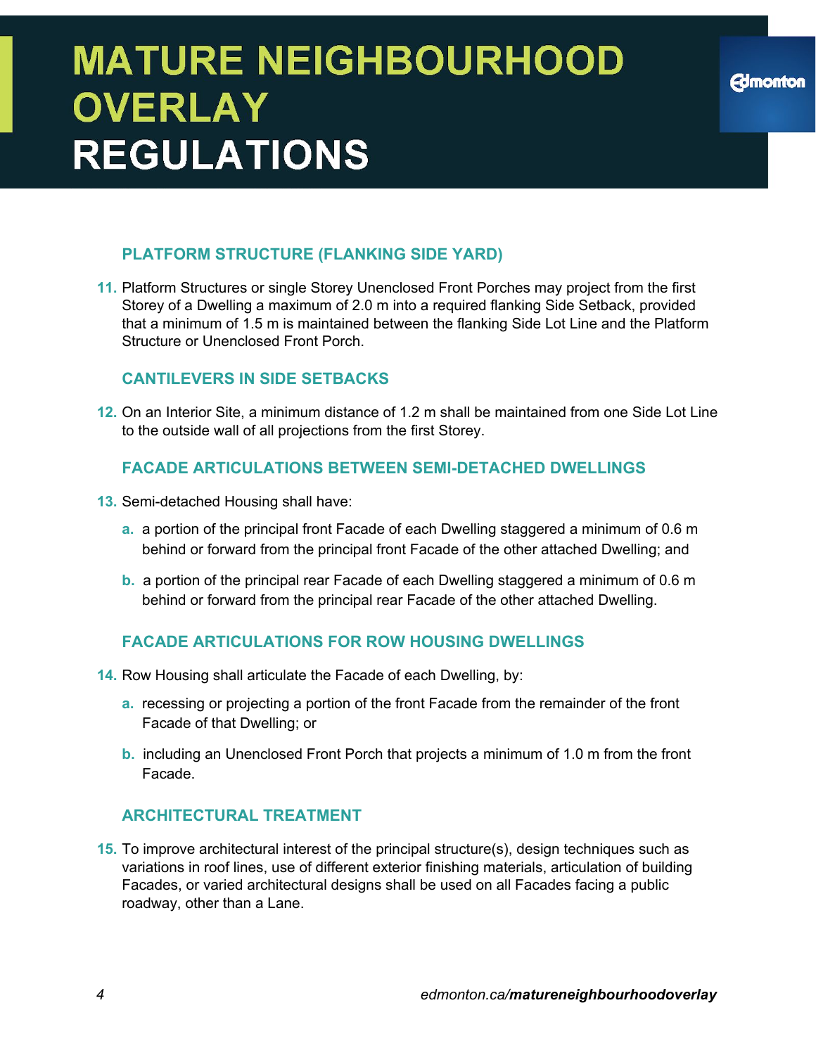# MATURE NEIGHBOURHOOD OVERLAY REGULATIONS

### PLATFORM STRUCTURE (FLANKING SIDE YARD)

11. Platform Structures or single Storey Unenclosed Front Porches may project from the first Storey of a Dwelling a maximum of 2.0 m into a required flanking Side Setback, provided that a minimum of 1.5 m is maintained between the flanking Side Lot Line and the Platform Structure or Unenclosed Front Porch.

### CANTILEVERS IN SIDE SETBACKS

12. On an Interior Site, a minimum distance of 1.2 m shall be maintained from one Side Lot Line to the outside wall of all projections from the first Storey.

### FACADE ARTICULATIONS BETWEEN SEMI-DETACHED DWELLINGS

13. Semi-detached Housing shall have:
    a. a portion of the principal front Facade of each Dwelling staggered a minimum of 0.6 m behind or forward from the principal front Facade of the other attached Dwelling; and
    b. a portion of the principal rear Facade of each Dwelling staggered a minimum of 0.6 m behind or forward from the principal rear Facade of the other attached Dwelling.

### FACADE ARTICULATIONS FOR ROW HOUSING DWELLINGS

14. Row Housing shall articulate the Facade of each Dwelling, by:
    a. recessing or projecting a portion of the front Facade from the remainder of the front Facade of that Dwelling; or
    b. including an Unenclosed Front Porch that projects a minimum of 1.0 m from the front Facade.

### ARCHITECTURAL TREATMENT

15. To improve architectural interest of the principal structure(s), design techniques such as variations in roof lines, use of different exterior finishing materials, articulation of building Facades, or varied architectural designs shall be used on all Facades facing a public roadway, other than a Lane.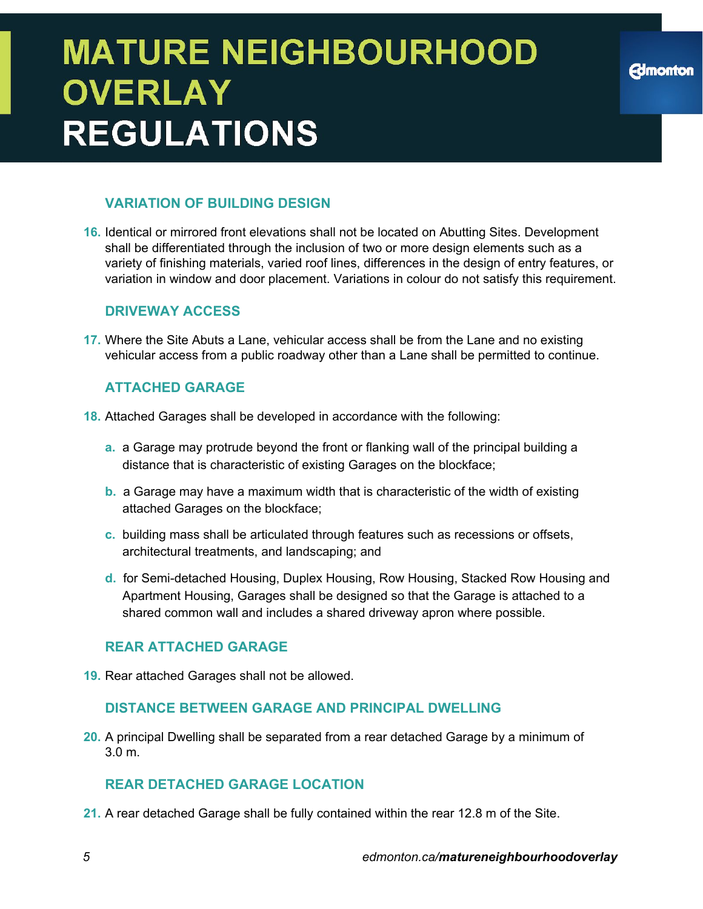# MATURE NEIGHBOURHOOD OVERLAY REGULATIONS

### VARIATION OF BUILDING DESIGN

**16.** Identical or mirrored front elevations shall not be located on Abutting Sites. Development shall be differentiated through the inclusion of two or more design elements such as a variety of finishing materials, varied roof lines, differences in the design of entry features, or variation in window and door placement. Variations in colour do not satisfy this requirement.

### DRIVEWAY ACCESS

**17.** Where the Site Abuts a Lane, vehicular access shall be from the Lane and no existing vehicular access from a public roadway other than a Lane shall be permitted to continue.

### ATTACHED GARAGE

**18.** Attached Garages shall be developed in accordance with the following:

- **a.** a Garage may protrude beyond the front or flanking wall of the principal building a distance that is characteristic of existing Garages on the blockface;
- **b.** a Garage may have a maximum width that is characteristic of the width of existing attached Garages on the blockface;
- **c.** building mass shall be articulated through features such as recessions or offsets, architectural treatments, and landscaping; and
- **d.** for Semi-detached Housing, Duplex Housing, Row Housing, Stacked Row Housing and Apartment Housing, Garages shall be designed so that the Garage is attached to a shared common wall and includes a shared driveway apron where possible.

### REAR ATTACHED GARAGE

**19.** Rear attached Garages shall not be allowed.

### DISTANCE BETWEEN GARAGE AND PRINCIPAL DWELLING

**20.** A principal Dwelling shall be separated from a rear detached Garage by a minimum of 3.0 m.

### REAR DETACHED GARAGE LOCATION

**21.** A rear detached Garage shall be fully contained within the rear 12.8 m of the Site.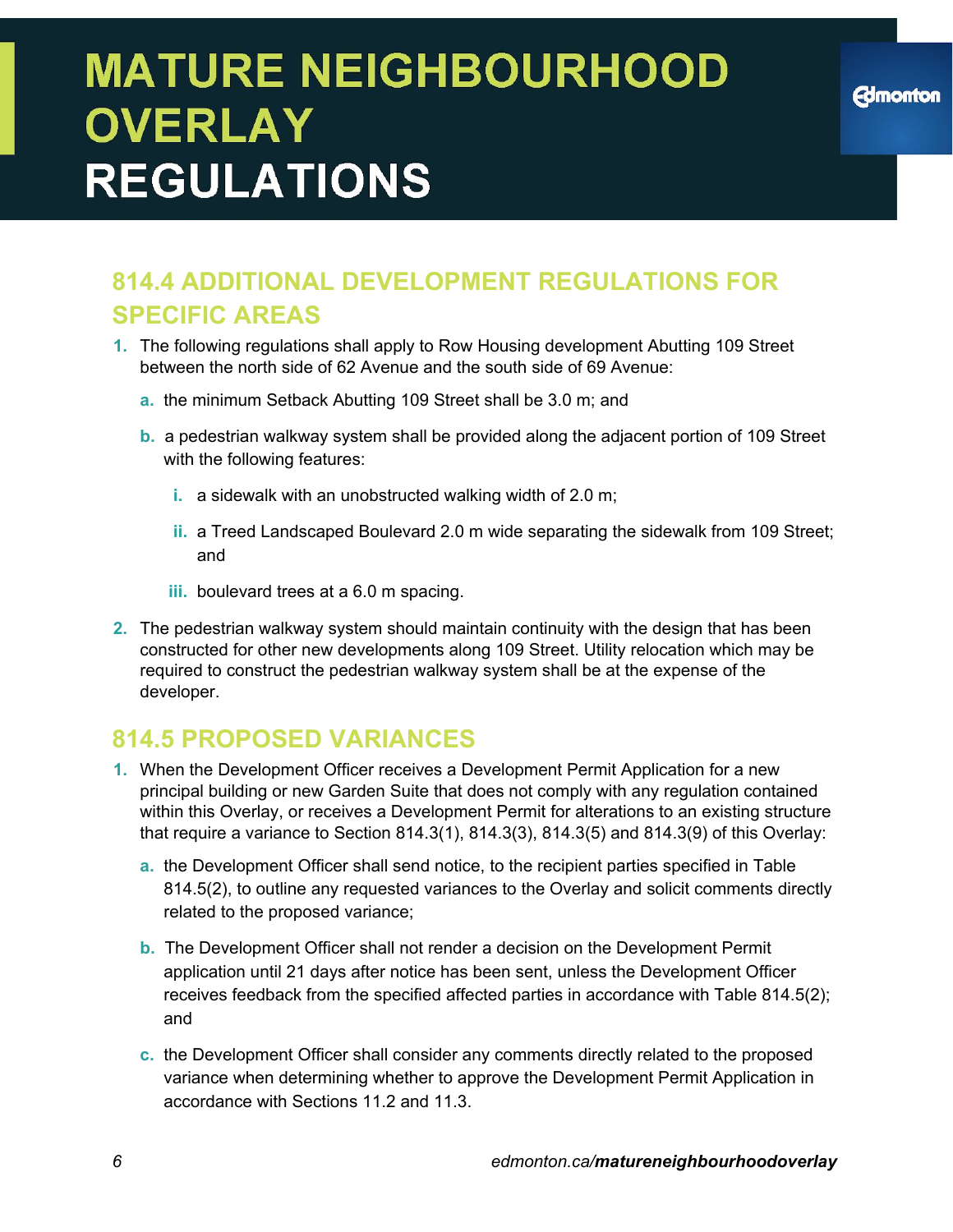# MATURE NEIGHBOURHOOD OVERLAY REGULATIONS

## 814.4 ADDITIONAL DEVELOPMENT REGULATIONS FOR SPECIFIC AREAS

1. The following regulations shall apply to Row Housing development Abutting 109 Street between the north side of 62 Avenue and the south side of 69 Avenue:
   a. the minimum Setback Abutting 109 Street shall be 3.0 m; and
   b. a pedestrian walkway system shall be provided along the adjacent portion of 109 Street with the following features:
      i. a sidewalk with an unobstructed walking width of 2.0 m;
      ii. a Treed Landscaped Boulevard 2.0 m wide separating the sidewalk from 109 Street; and
      iii. boulevard trees at a 6.0 m spacing.
2. The pedestrian walkway system should maintain continuity with the design that has been constructed for other new developments along 109 Street. Utility relocation which may be required to construct the pedestrian walkway system shall be at the expense of the developer.

## 814.5 PROPOSED VARIANCES

1. When the Development Officer receives a Development Permit Application for a new principal building or new Garden Suite that does not comply with any regulation contained within this Overlay, or receives a Development Permit for alterations to an existing structure that require a variance to Section 814.3(1), 814.3(3), 814.3(5) and 814.3(9) of this Overlay:
   a. the Development Officer shall send notice, to the recipient parties specified in Table 814.5(2), to outline any requested variances to the Overlay and solicit comments directly related to the proposed variance;
   b. The Development Officer shall not render a decision on the Development Permit application until 21 days after notice has been sent, unless the Development Officer receives feedback from the specified affected parties in accordance with Table 814.5(2); and
   c. the Development Officer shall consider any comments directly related to the proposed variance when determining whether to approve the Development Permit Application in accordance with Sections 11.2 and 11.3.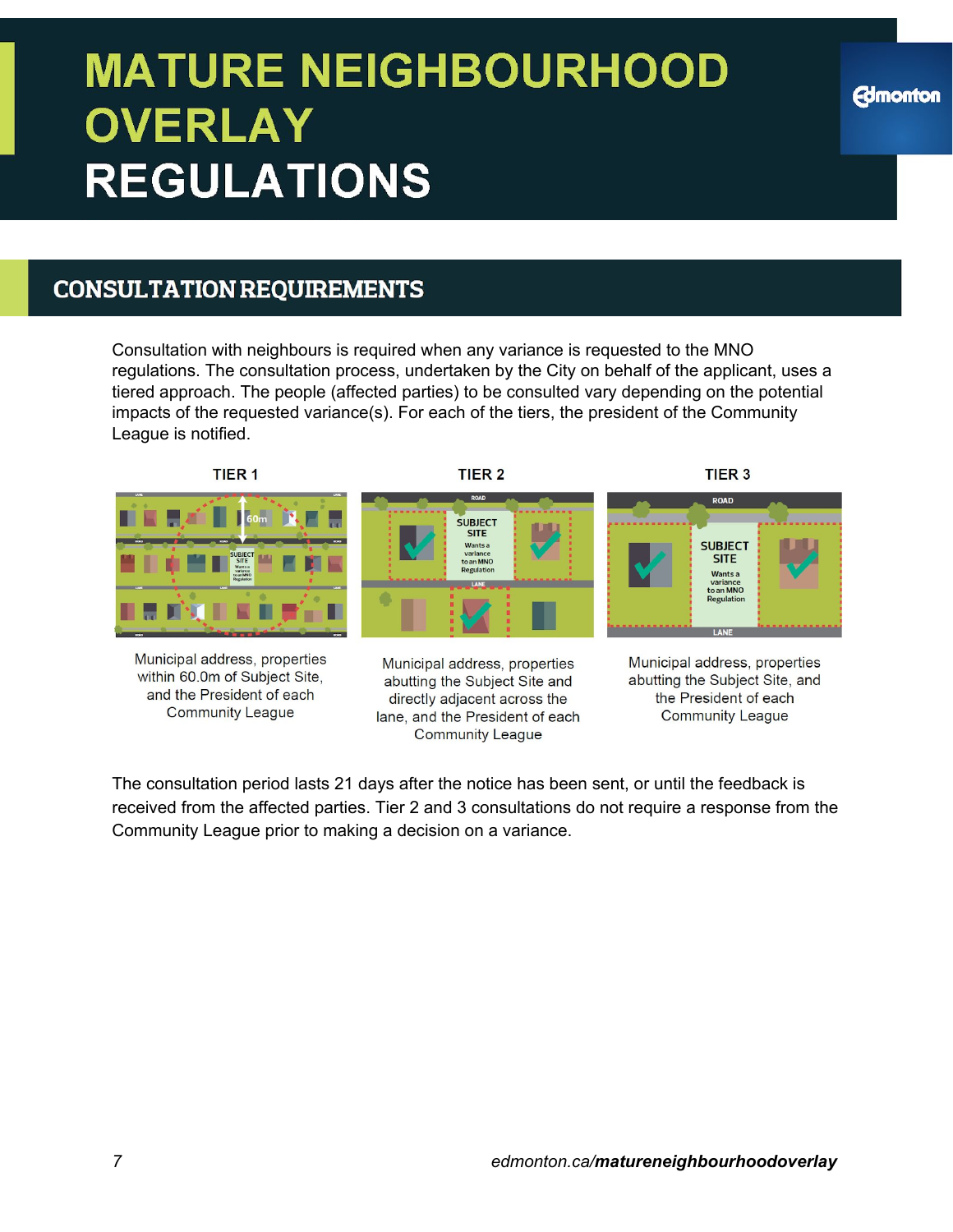# MATURE NEIGHBOURHOOD OVERLAY REGULATIONS

## CONSULTATION REQUIREMENTS

Consultation with neighbours is required when any variance is requested to the MNO regulations. The consultation process, undertaken by the City on behalf of the applicant, uses a tiered approach. The people (affected parties) to be consulted vary depending on the potential impacts of the requested variance(s). For each of the tiers, the president of the Community League is notified.

**TIER 1**

Municipal address, properties within 60.0m of Subject Site, and the President of each Community League

**TIER 2**

Municipal address, properties abutting the Subject Site and directly adjacent across the lane, and the President of each Community League

**TIER 3**

Municipal address, properties abutting the Subject Site, and the President of each Community League

The consultation period lasts 21 days after the notice has been sent, or until the feedback is received from the affected parties. Tier 2 and 3 consultations do not require a response from the Community League prior to making a decision on a variance.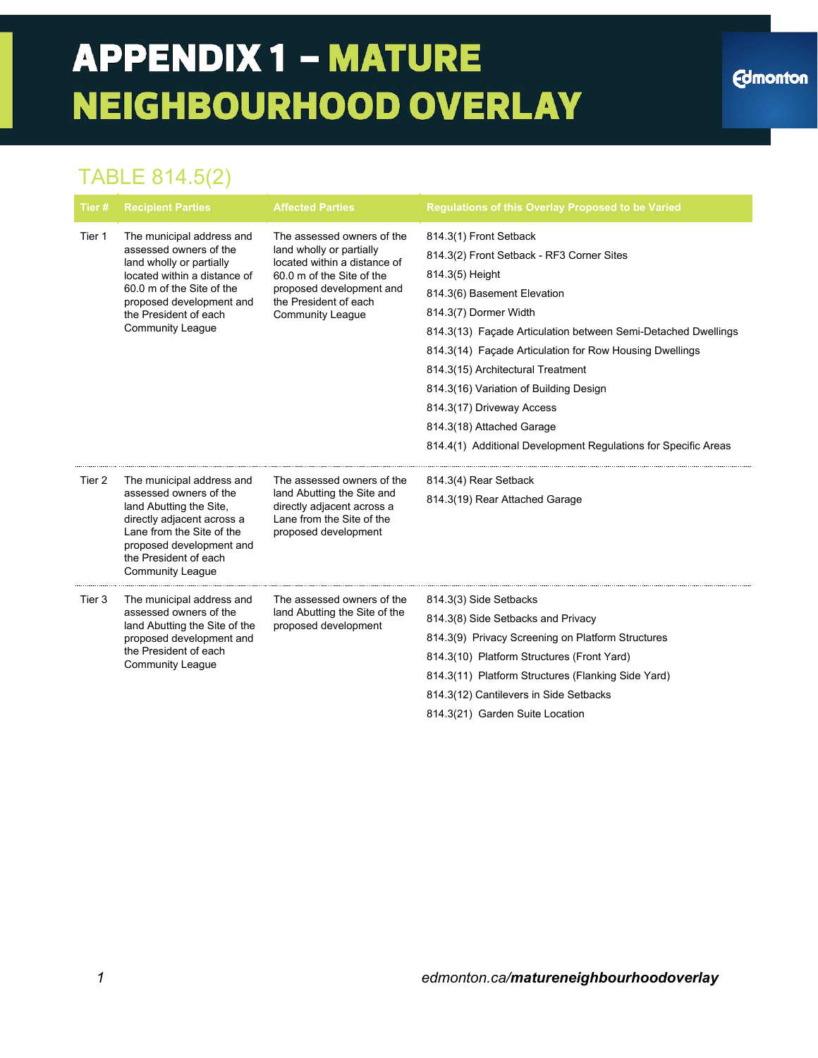# APPENDIX 1 – MATURE NEIGHBOURHOOD OVERLAY

## TABLE 814.5(2)

| Tier # | Recipient Parties | Affected Parties | Regulations of this Overlay Proposed to be Varied |
|---|---|---|---|
| Tier 1 | The municipal address and assessed owners of the land wholly or partially located within a distance of 60.0 m of the Site of the proposed development and the President of each Community League | The assessed owners of the land wholly or partially located within a distance of 60.0 m of the Site of the proposed development and the President of each Community League | 814.3(1) Front Setback<br>814.3(2) Front Setback - RF3 Corner Sites<br>814.3(5) Height<br>814.3(6) Basement Elevation<br>814.3(7) Dormer Width<br>814.3(13) Façade Articulation between Semi-Detached Dwellings<br>814.3(14) Façade Articulation for Row Housing Dwellings<br>814.3(15) Architectural Treatment<br>814.3(16) Variation of Building Design<br>814.3(17) Driveway Access<br>814.3(18) Attached Garage<br>814.4(1) Additional Development Regulations for Specific Areas |
| Tier 2 | The municipal address and assessed owners of the land Abutting the Site, directly adjacent across a Lane from the Site of the proposed development and the President of each Community League | The assessed owners of the land Abutting the Site and directly adjacent across a Lane from the Site of the proposed development | 814.3(4) Rear Setback<br>814.3(19) Rear Attached Garage |
| Tier 3 | The municipal address and assessed owners of the land Abutting the Site of the proposed development and the President of each Community League | The assessed owners of the land Abutting the Site of the proposed development | 814.3(3) Side Setbacks<br>814.3(8) Side Setbacks and Privacy<br>814.3(9) Privacy Screening on Platform Structures<br>814.3(10) Platform Structures (Front Yard)<br>814.3(11) Platform Structures (Flanking Side Yard)<br>814.3(12) Cantilevers in Side Setbacks<br>814.3(21) Garden Suite Location |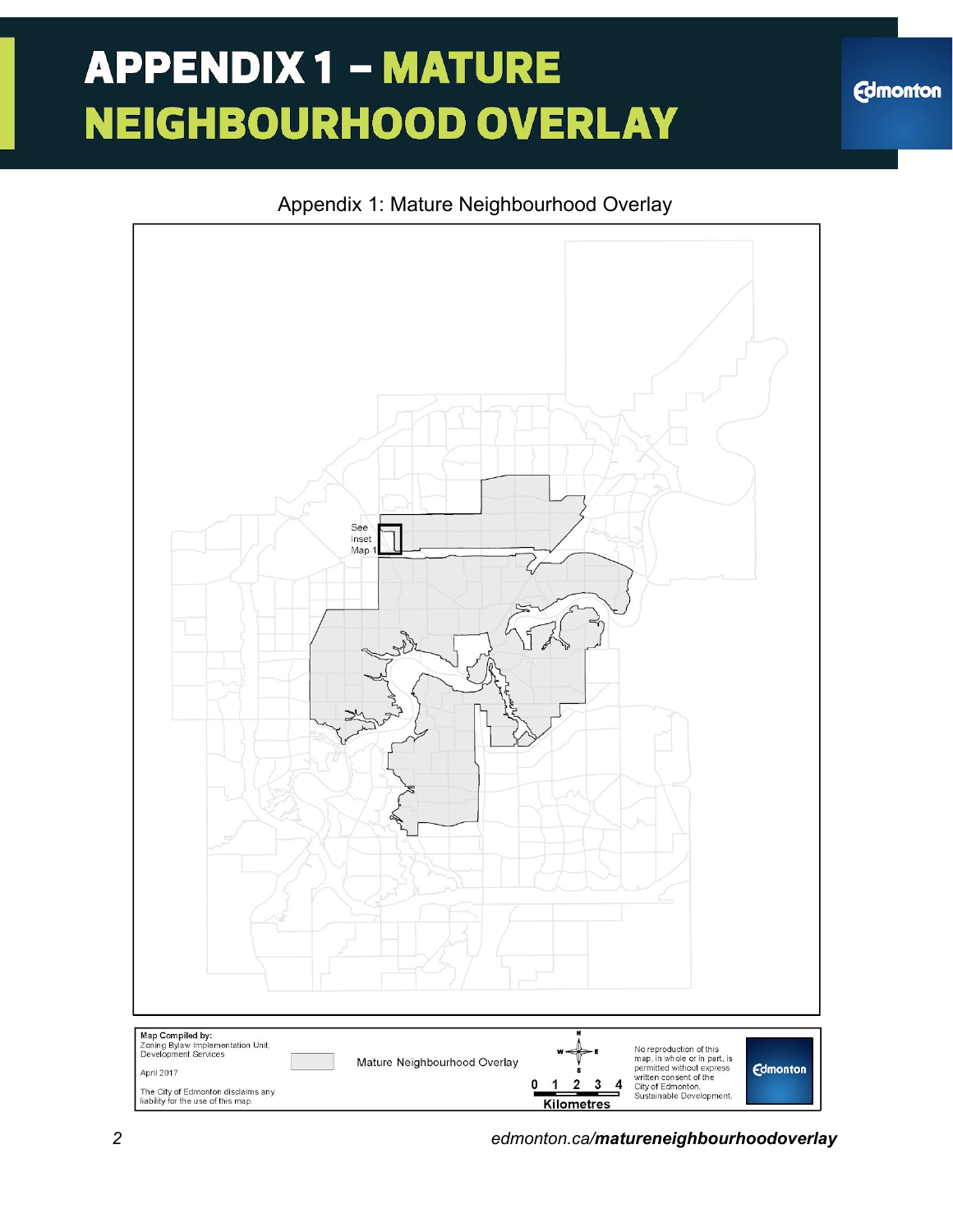# APPENDIX 1 – MATURE NEIGHBOURHOOD OVERLAY

Appendix 1: Mature Neighbourhood Overlay

See Inset Map 1

Map Compiled by:
Zoning Bylaw Implementation Unit,
Development Services

April 2017

The City of Edmonton disclaims any liability for the use of this map.

Mature Neighbourhood Overlay

0 1 2 3 4
Kilometres

No reproduction of this map, in whole or in part, is permitted without express written consent of the City of Edmonton, Sustainable Development.

edmonton.ca/**matureneighbourhoodoverlay**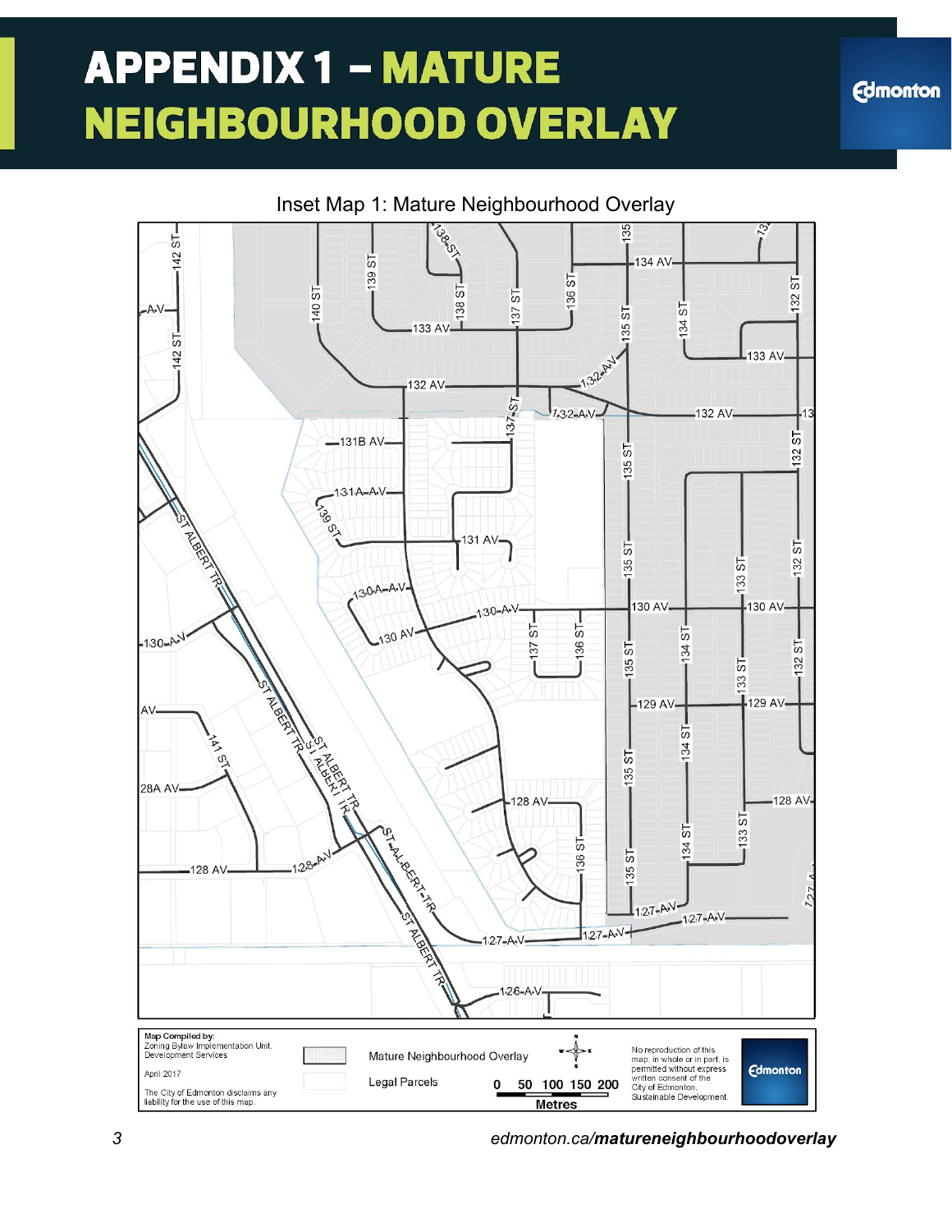# APPENDIX 1 – MATURE NEIGHBOURHOOD OVERLAY

Inset Map 1: Mature Neighbourhood Overlay

142 ST
A AV
142 ST
140 ST
139 ST
138 ST
138 ST
137 ST
136 ST
135
135 ST
134 AV
134 ST
132 ST
133 AV
133 AV
132 AV
132 AV
132 AV
132 AV
137 ST
131B AV
131A AV
139 ST
131 AV
135 ST
135 ST
132 ST
132 ST
133 ST
130A AV
130 AV
130 AV
130 AV
130 AV
130 AV
137 ST
136 ST
135 ST
134 ST
133 ST
132 ST
129 AV
129 AV
ST ALBERT TR
ST ALBERT TR
ST ALBERT TR
ST ALBERT TR
ST ALBERT TR
ST ALBERT TR
141 ST
AV
28A AV
135 ST
134 ST
128 AV
128 AV
133 ST
128 AV
128 AV
136 ST
135 ST
134 ST
127 AV
127 AV
127 AV
127 AV
126 AV

Map Compiled by:
Zoning Bylaw Implementation Unit,
Development Services

April 2017

The City of Edmonton disclaims any liability for the use of this map.

Mature Neighbourhood Overlay

Legal Parcels

0 50 100 150 200
Metres

No reproduction of this map, in whole or in part, is permitted without express written consent of the City of Edmonton, Sustainable Development.

Edmonton

edmonton.ca/**matureneighbourhoodoverlay**